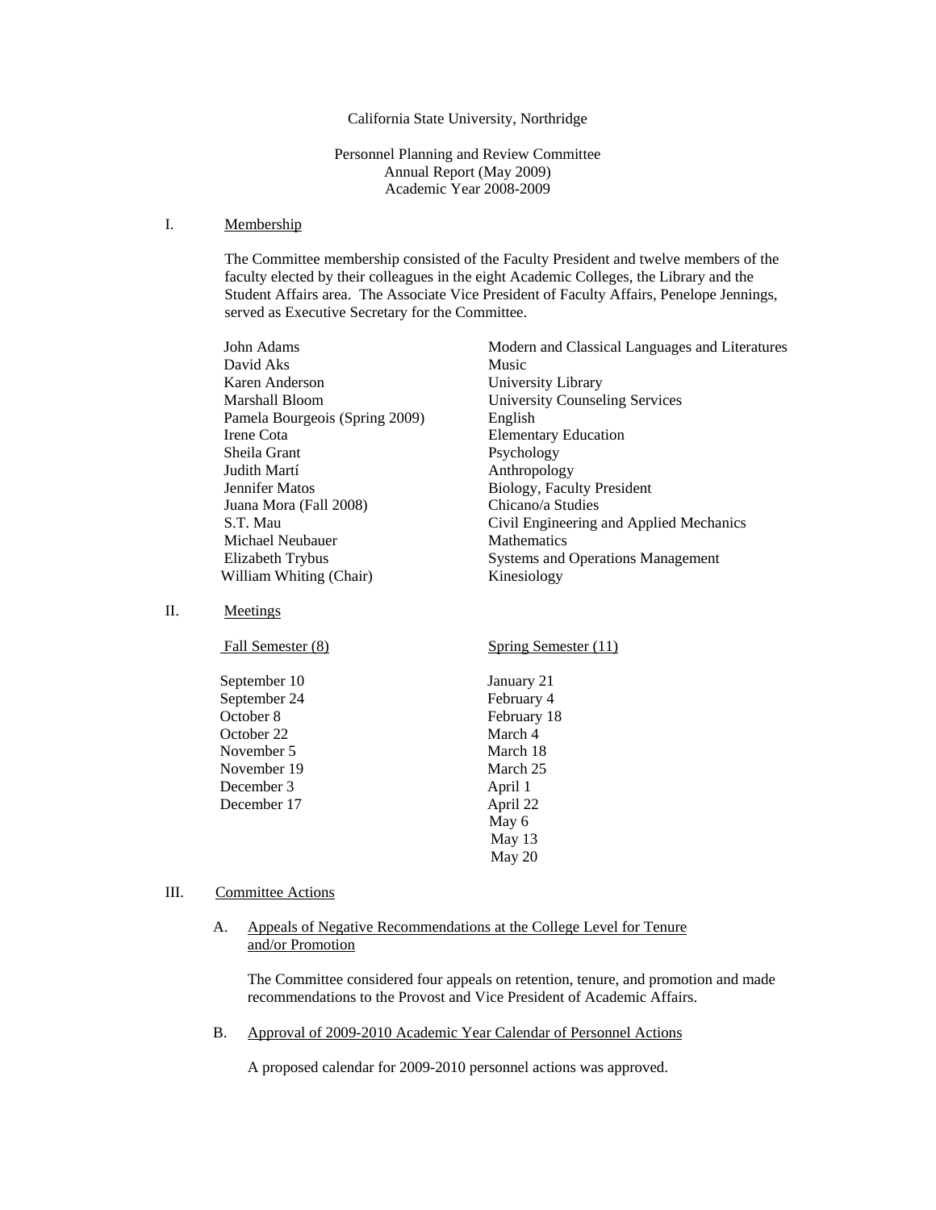California State University, Northridge

Personnel Planning and Review Committee
Annual Report (May 2009)
Academic Year 2008-2009

## I. Membership

The Committee membership consisted of the Faculty President and twelve members of the faculty elected by their colleagues in the eight Academic Colleges, the Library and the Student Affairs area. The Associate Vice President of Faculty Affairs, Penelope Jennings, served as Executive Secretary for the Committee.

| | |
|---|---|
| John Adams | Modern and Classical Languages and Literatures |
| David Aks | Music |
| Karen Anderson | University Library |
| Marshall Bloom | University Counseling Services |
| Pamela Bourgeois (Spring 2009) | English |
| Irene Cota | Elementary Education |
| Sheila Grant | Psychology |
| Judith Martí | Anthropology |
| Jennifer Matos | Biology, Faculty President |
| Juana Mora (Fall 2008) | Chicano/a Studies |
| S.T. Mau | Civil Engineering and Applied Mechanics |
| Michael Neubauer | Mathematics |
| Elizabeth Trybus | Systems and Operations Management |
| William Whiting (Chair) | Kinesiology |

## II. Meetings

| Fall Semester (8) | Spring Semester (11) |
|---|---|
| September 10 | January 21 |
| September 24 | February 4 |
| October 8 | February 18 |
| October 22 | March 4 |
| November 5 | March 18 |
| November 19 | March 25 |
| December 3 | April 1 |
| December 17 | April 22 |
| | May 6 |
| | May 13 |
| | May 20 |

## III. Committee Actions

### A. Appeals of Negative Recommendations at the College Level for Tenure and/or Promotion

The Committee considered four appeals on retention, tenure, and promotion and made recommendations to the Provost and Vice President of Academic Affairs.

### B. Approval of 2009-2010 Academic Year Calendar of Personnel Actions

A proposed calendar for 2009-2010 personnel actions was approved.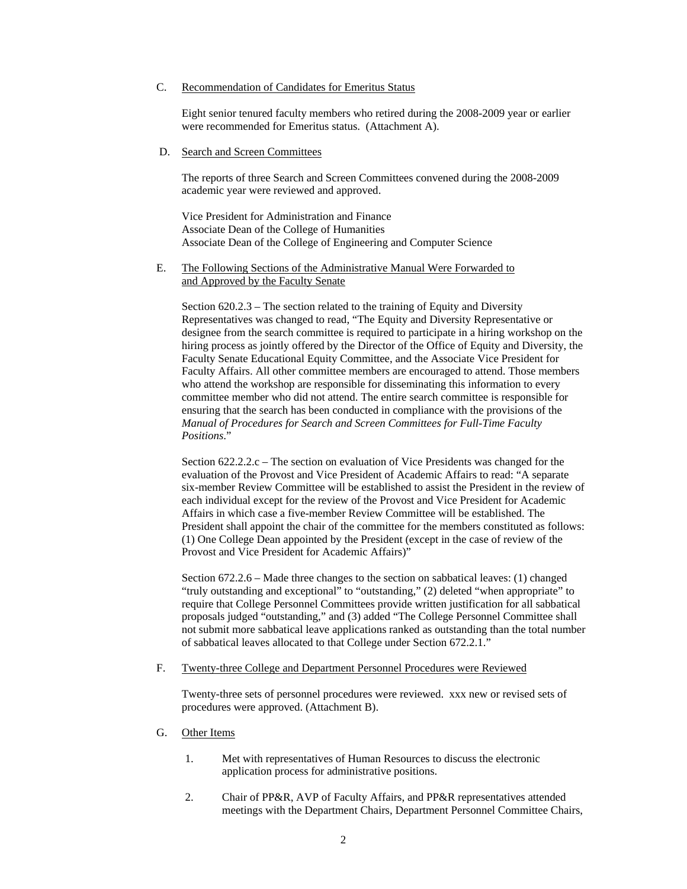C. <u>Recommendation of Candidates for Emeritus Status</u>

Eight senior tenured faculty members who retired during the 2008-2009 year or earlier were recommended for Emeritus status. (Attachment A).

D. <u>Search and Screen Committees</u>

The reports of three Search and Screen Committees convened during the 2008-2009 academic year were reviewed and approved.

Vice President for Administration and Finance
Associate Dean of the College of Humanities
Associate Dean of the College of Engineering and Computer Science

E. <u>The Following Sections of the Administrative Manual Were Forwarded to and Approved by the Faculty Senate</u>

Section 620.2.3 – The section related to the training of Equity and Diversity Representatives was changed to read, "The Equity and Diversity Representative or designee from the search committee is required to participate in a hiring workshop on the hiring process as jointly offered by the Director of the Office of Equity and Diversity, the Faculty Senate Educational Equity Committee, and the Associate Vice President for Faculty Affairs. All other committee members are encouraged to attend. Those members who attend the workshop are responsible for disseminating this information to every committee member who did not attend. The entire search committee is responsible for ensuring that the search has been conducted in compliance with the provisions of the *Manual of Procedures for Search and Screen Committees for Full-Time Faculty Positions*."

Section 622.2.2.c – The section on evaluation of Vice Presidents was changed for the evaluation of the Provost and Vice President of Academic Affairs to read: "A separate six-member Review Committee will be established to assist the President in the review of each individual except for the review of the Provost and Vice President for Academic Affairs in which case a five-member Review Committee will be established. The President shall appoint the chair of the committee for the members constituted as follows: (1) One College Dean appointed by the President (except in the case of review of the Provost and Vice President for Academic Affairs)"

Section 672.2.6 – Made three changes to the section on sabbatical leaves: (1) changed "truly outstanding and exceptional" to "outstanding," (2) deleted "when appropriate" to require that College Personnel Committees provide written justification for all sabbatical proposals judged "outstanding," and (3) added "The College Personnel Committee shall not submit more sabbatical leave applications ranked as outstanding than the total number of sabbatical leaves allocated to that College under Section 672.2.1."

F. <u>Twenty-three College and Department Personnel Procedures were Reviewed</u>

Twenty-three sets of personnel procedures were reviewed. xxx new or revised sets of procedures were approved. (Attachment B).

G. <u>Other Items</u>

1. Met with representatives of Human Resources to discuss the electronic application process for administrative positions.

2. Chair of PP&R, AVP of Faculty Affairs, and PP&R representatives attended meetings with the Department Chairs, Department Personnel Committee Chairs,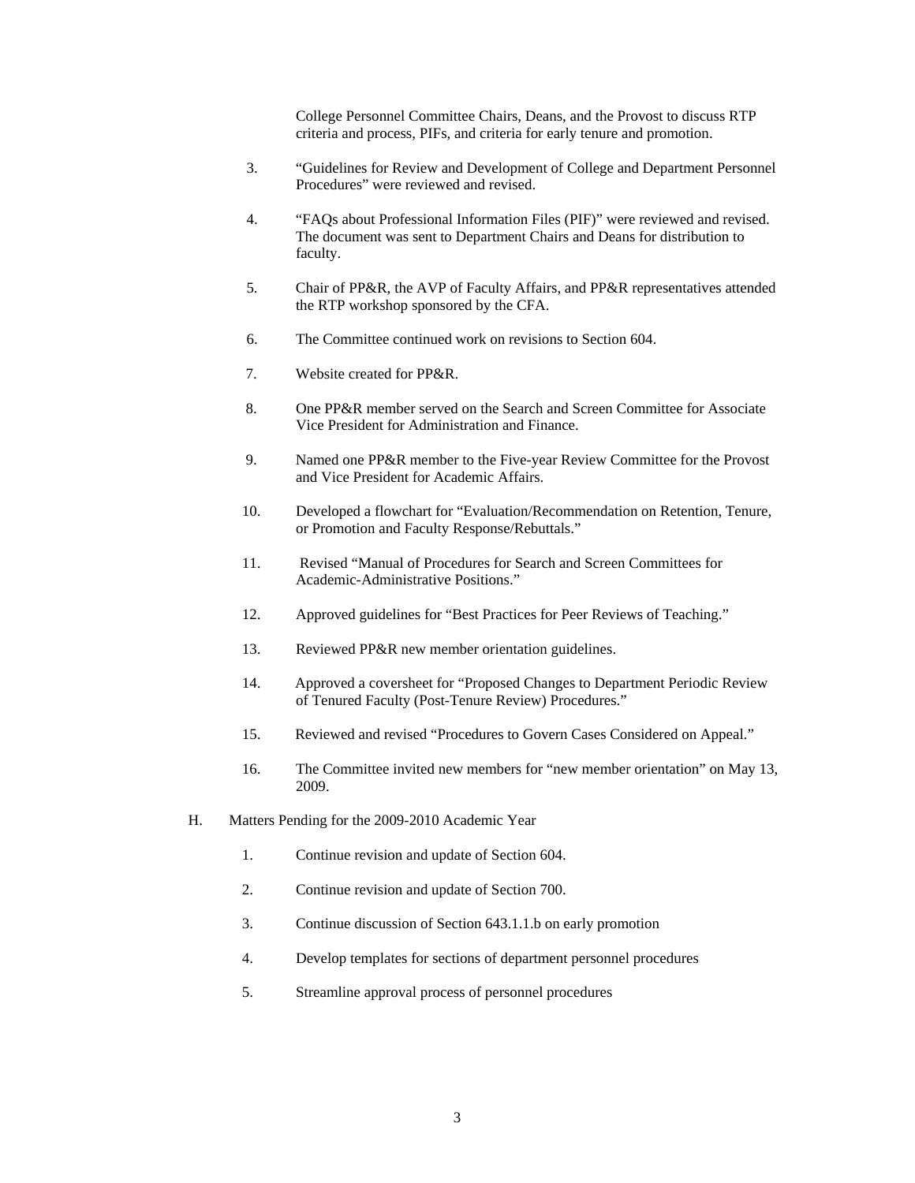College Personnel Committee Chairs, Deans, and the Provost to discuss RTP criteria and process, PIFs, and criteria for early tenure and promotion.

3. “Guidelines for Review and Development of College and Department Personnel Procedures” were reviewed and revised.

4. “FAQs about Professional Information Files (PIF)” were reviewed and revised. The document was sent to Department Chairs and Deans for distribution to faculty.

5. Chair of PP&R, the AVP of Faculty Affairs, and PP&R representatives attended the RTP workshop sponsored by the CFA.

6. The Committee continued work on revisions to Section 604.

7. Website created for PP&R.

8. One PP&R member served on the Search and Screen Committee for Associate Vice President for Administration and Finance.

9. Named one PP&R member to the Five-year Review Committee for the Provost and Vice President for Academic Affairs.

10. Developed a flowchart for “Evaluation/Recommendation on Retention, Tenure, or Promotion and Faculty Response/Rebuttals.”

11. Revised “Manual of Procedures for Search and Screen Committees for Academic-Administrative Positions.”

12. Approved guidelines for “Best Practices for Peer Reviews of Teaching.”

13. Reviewed PP&R new member orientation guidelines.

14. Approved a coversheet for “Proposed Changes to Department Periodic Review of Tenured Faculty (Post-Tenure Review) Procedures.”

15. Reviewed and revised “Procedures to Govern Cases Considered on Appeal.”

16. The Committee invited new members for “new member orientation” on May 13, 2009.

H. Matters Pending for the 2009-2010 Academic Year

1. Continue revision and update of Section 604.

2. Continue revision and update of Section 700.

3. Continue discussion of Section 643.1.1.b on early promotion

4. Develop templates for sections of department personnel procedures

5. Streamline approval process of personnel procedures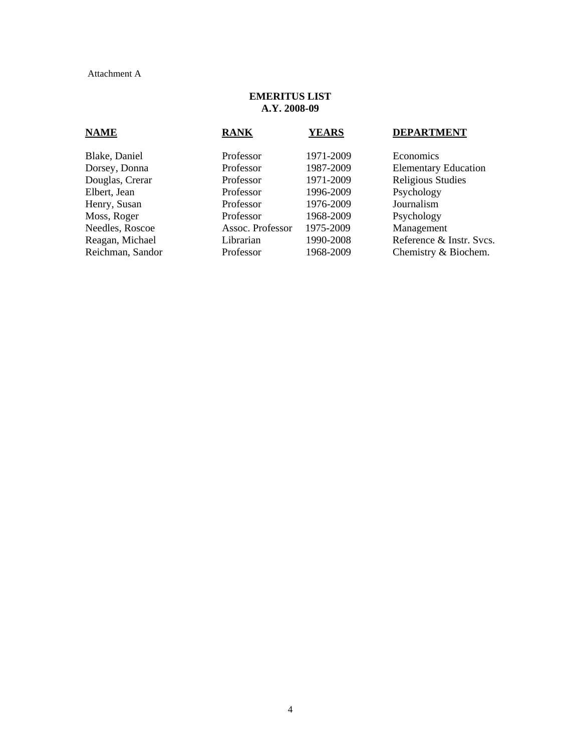Attachment A

## EMERITUS LIST
## A.Y. 2008-09

| NAME | RANK | YEARS | DEPARTMENT |
|---|---|---|---|
| Blake, Daniel | Professor | 1971-2009 | Economics |
| Dorsey, Donna | Professor | 1987-2009 | Elementary Education |
| Douglas, Crerar | Professor | 1971-2009 | Religious Studies |
| Elbert, Jean | Professor | 1996-2009 | Psychology |
| Henry, Susan | Professor | 1976-2009 | Journalism |
| Moss, Roger | Professor | 1968-2009 | Psychology |
| Needles, Roscoe | Assoc. Professor | 1975-2009 | Management |
| Reagan, Michael | Librarian | 1990-2008 | Reference & Instr. Svcs. |
| Reichman, Sandor | Professor | 1968-2009 | Chemistry & Biochem. |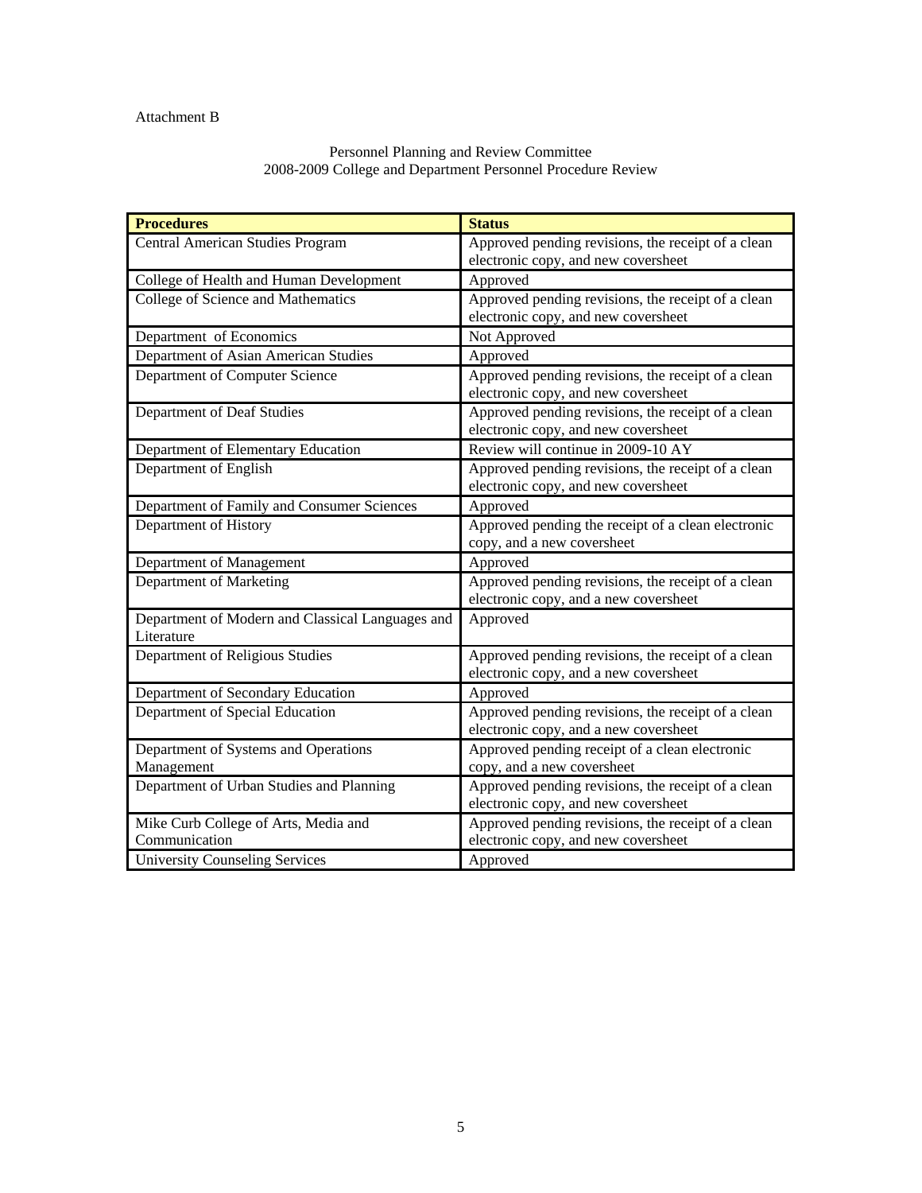Attachment B

Personnel Planning and Review Committee
2008-2009 College and Department Personnel Procedure Review

| Procedures | Status |
|---|---|
| Central American Studies Program | Approved pending revisions, the receipt of a clean electronic copy, and new coversheet |
| College of Health and Human Development | Approved |
| College of Science and Mathematics | Approved pending revisions, the receipt of a clean electronic copy, and new coversheet |
| Department of Economics | Not Approved |
| Department of Asian American Studies | Approved |
| Department of Computer Science | Approved pending revisions, the receipt of a clean electronic copy, and new coversheet |
| Department of Deaf Studies | Approved pending revisions, the receipt of a clean electronic copy, and new coversheet |
| Department of Elementary Education | Review will continue in 2009-10 AY |
| Department of English | Approved pending revisions, the receipt of a clean electronic copy, and new coversheet |
| Department of Family and Consumer Sciences | Approved |
| Department of History | Approved pending the receipt of a clean electronic copy, and a new coversheet |
| Department of Management | Approved |
| Department of Marketing | Approved pending revisions, the receipt of a clean electronic copy, and a new coversheet |
| Department of Modern and Classical Languages and Literature | Approved |
| Department of Religious Studies | Approved pending revisions, the receipt of a clean electronic copy, and a new coversheet |
| Department of Secondary Education | Approved |
| Department of Special Education | Approved pending revisions, the receipt of a clean electronic copy, and a new coversheet |
| Department of Systems and Operations Management | Approved pending receipt of a clean electronic copy, and a new coversheet |
| Department of Urban Studies and Planning | Approved pending revisions, the receipt of a clean electronic copy, and new coversheet |
| Mike Curb College of Arts, Media and Communication | Approved pending revisions, the receipt of a clean electronic copy, and new coversheet |
| University Counseling Services | Approved |